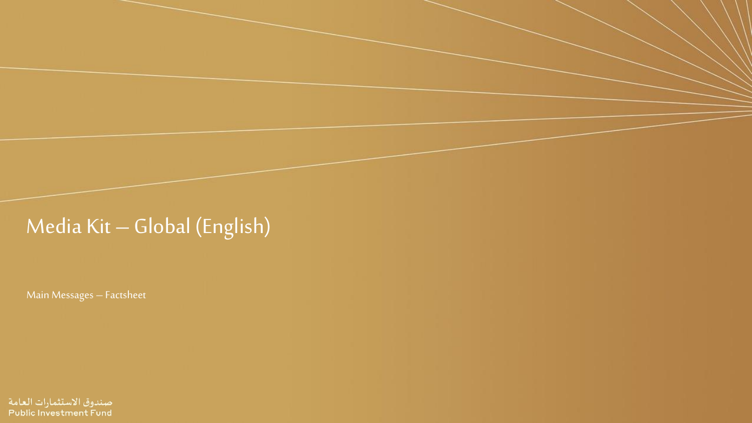# Media Kit – Global (English)

Main Messages – Factsheet

صندوق الاستثمارات العامة
Public Investment Fund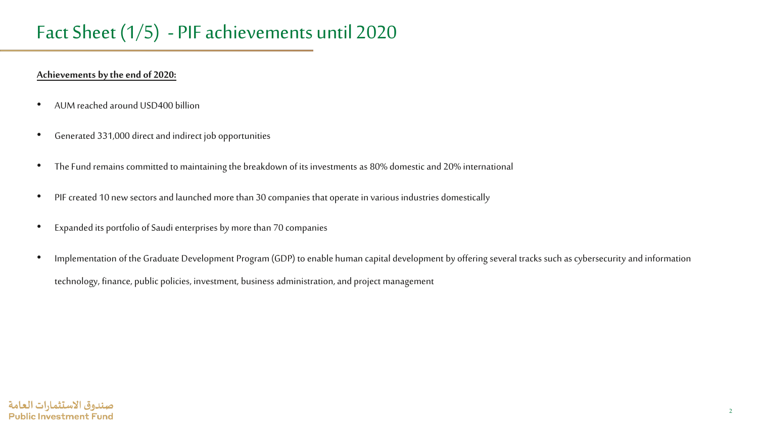# Fact Sheet (1/5) - PIF achievements until 2020

**Achievements by the end of 2020:**

- AUM reached around USD400 billion
- Generated 331,000 direct and indirect job opportunities
- The Fund remains committed to maintaining the breakdown of its investments as 80% domestic and 20% international
- PIF created 10 new sectors and launched more than 30 companies that operate in various industries domestically
- Expanded its portfolio of Saudi enterprises by more than 70 companies
- Implementation of the Graduate Development Program (GDP) to enable human capital development by offering several tracks such as cybersecurity and information technology, finance, public policies, investment, business administration, and project management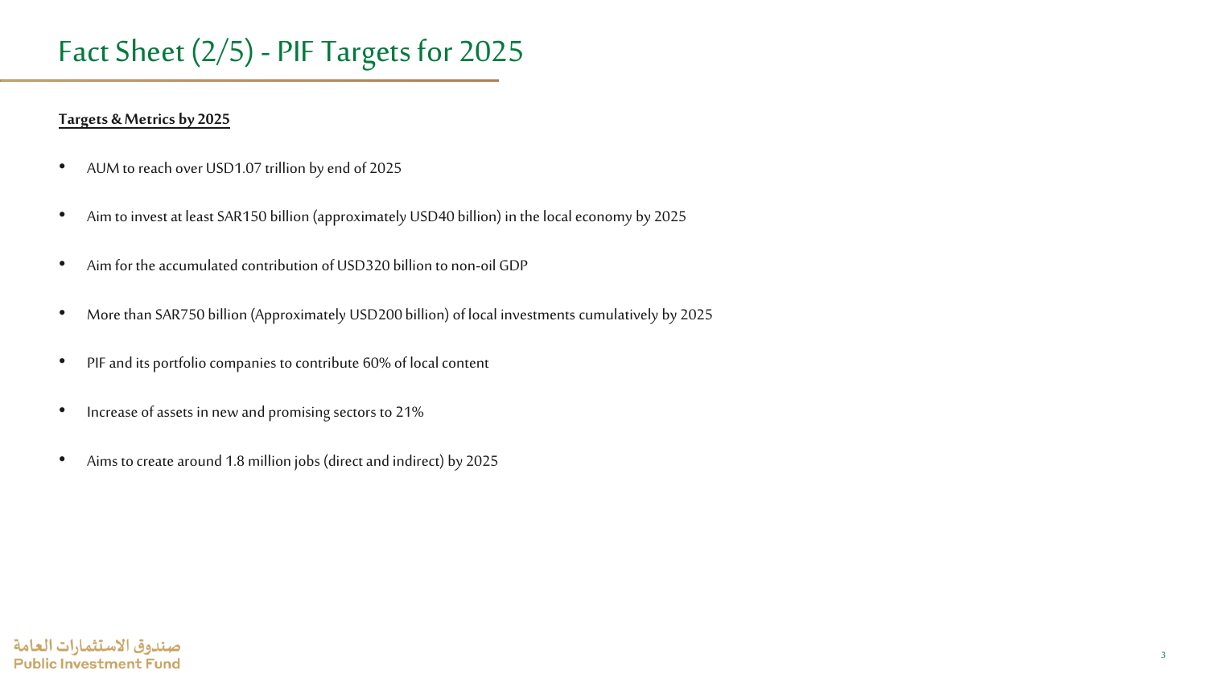# Fact Sheet (2/5) - PIF Targets for 2025

**Targets & Metrics by 2025**

- AUM to reach over USD1.07 trillion by end of 2025
- Aim to invest at least SAR150 billion (approximately USD40 billion) in the local economy by 2025
- Aim for the accumulated contribution of USD320 billion to non-oil GDP
- More than SAR750 billion (Approximately USD200 billion) of local investments cumulatively by 2025
- PIF and its portfolio companies to contribute 60% of local content
- Increase of assets in new and promising sectors to 21%
- Aims to create around 1.8 million jobs (direct and indirect) by 2025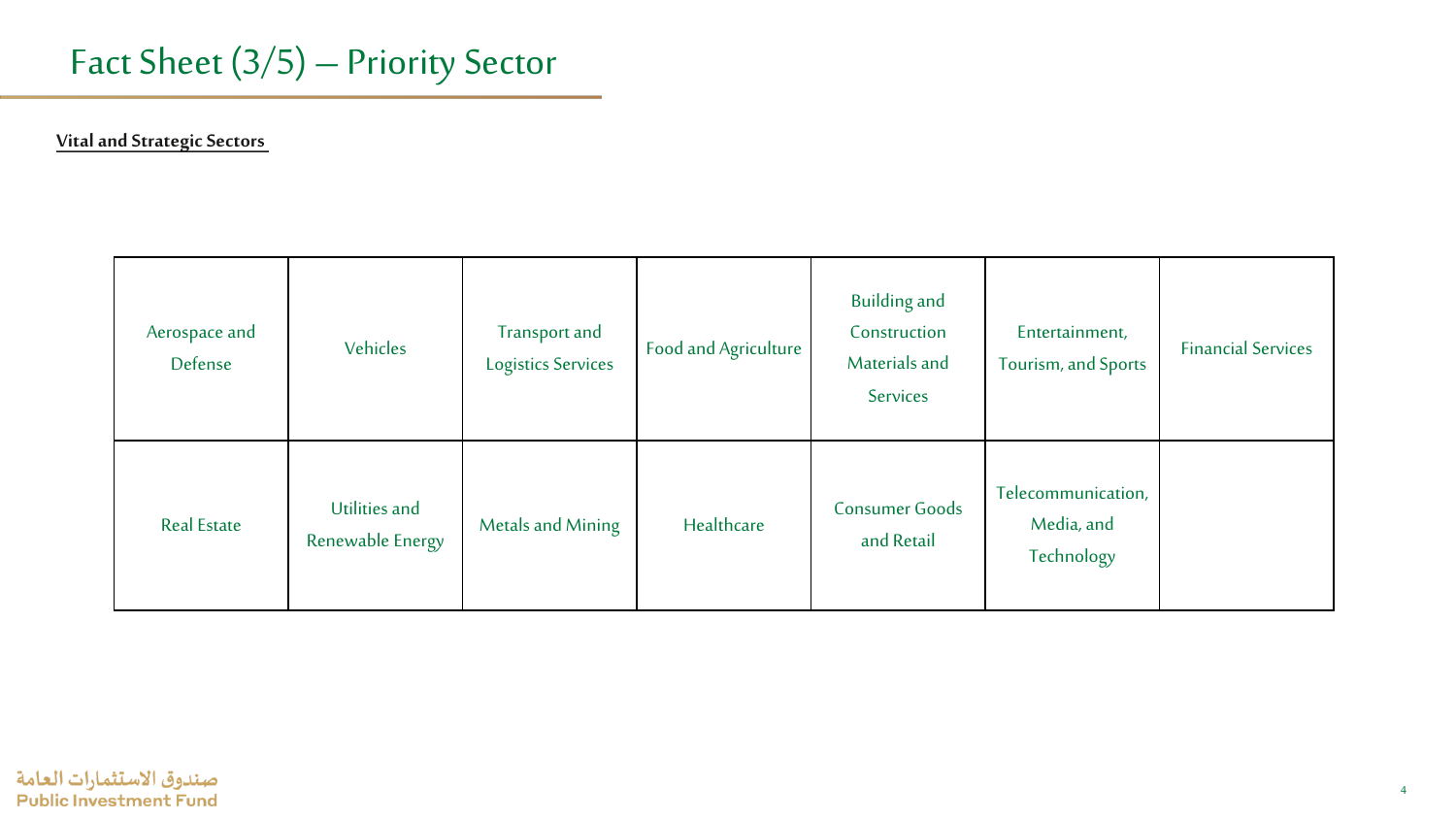# Fact Sheet (3/5) – Priority Sector

**Vital and Strategic Sectors**

| | | | | | | |
|---|---|---|---|---|---|---|
| Aerospace and Defense | Vehicles | Transport and Logistics Services | Food and Agriculture | Building and Construction Materials and Services | Entertainment, Tourism, and Sports | Financial Services |
| Real Estate | Utilities and Renewable Energy | Metals and Mining | Healthcare | Consumer Goods and Retail | Telecommunication, Media, and Technology | |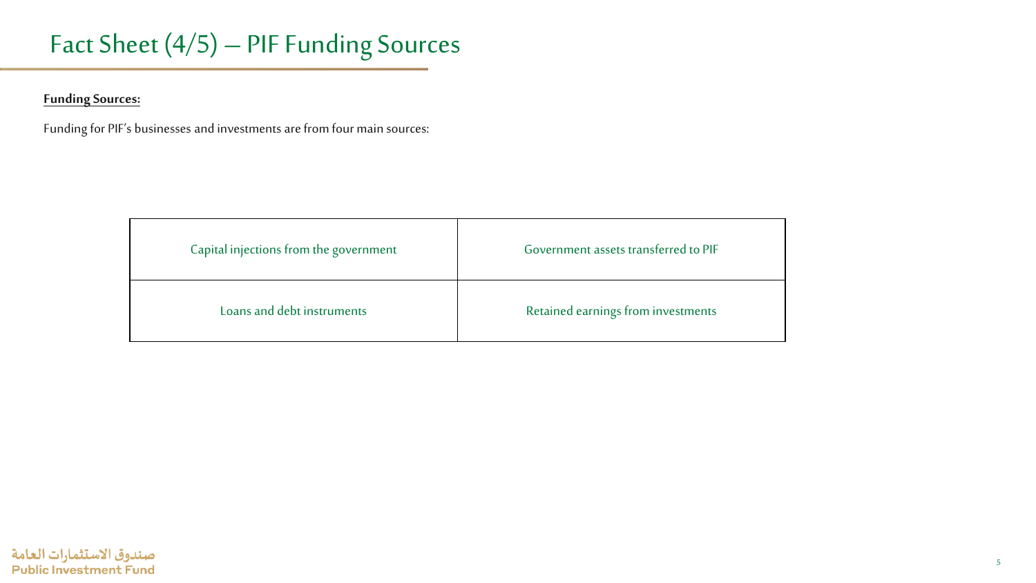# Fact Sheet (4/5) – PIF Funding Sources

**Funding Sources:**

Funding for PIF's businesses and investments are from four main sources:

| | |
|---|---|
| Capital injections from the government | Government assets transferred to PIF |
| Loans and debt instruments | Retained earnings from investments |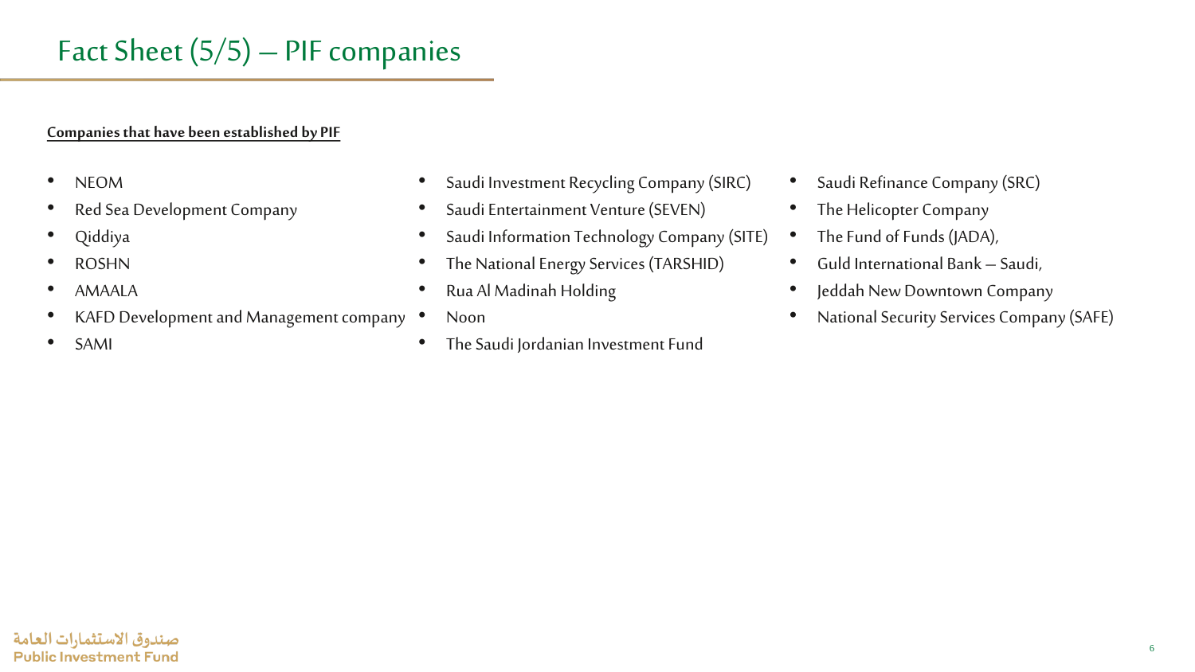# Fact Sheet (5/5) – PIF companies

**Companies that have been established by PIF**

- NEOM
- Red Sea Development Company
- Qiddiya
- ROSHN
- AMAALA
- KAFD Development and Management company
- SAMI
- Saudi Investment Recycling Company (SIRC)
- Saudi Entertainment Venture (SEVEN)
- Saudi Information Technology Company (SITE)
- The National Energy Services (TARSHID)
- Rua Al Madinah Holding
- Noon
- The Saudi Jordanian Investment Fund
- Saudi Refinance Company (SRC)
- The Helicopter Company
- The Fund of Funds (JADA),
- Guld International Bank – Saudi,
- Jeddah New Downtown Company
- National Security Services Company (SAFE)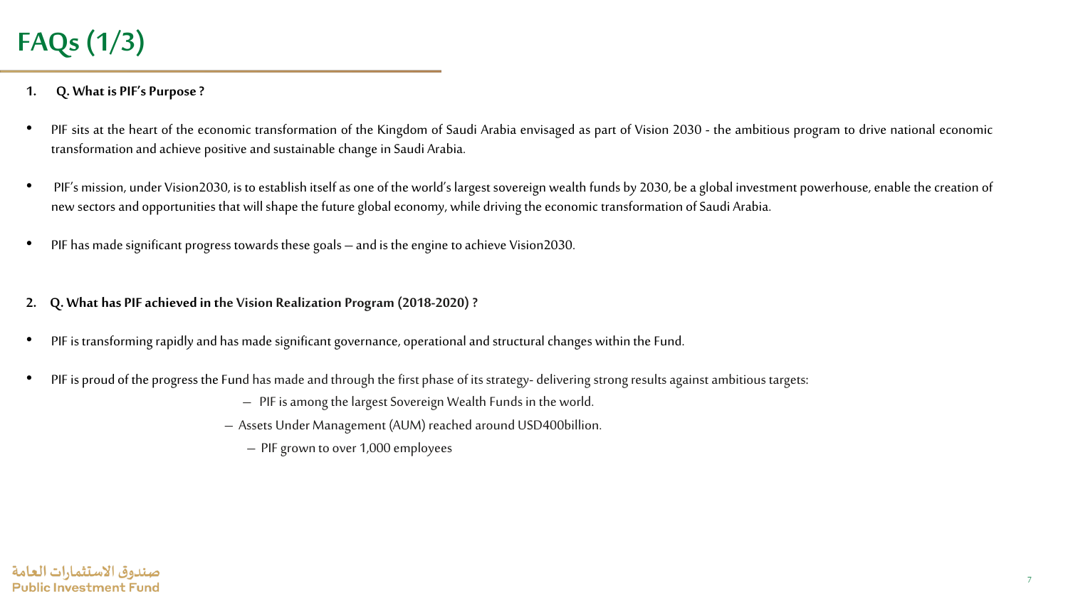# FAQs (1/3)

1. **Q. What is PIF's Purpose ?**

- PIF sits at the heart of the economic transformation of the Kingdom of Saudi Arabia envisaged as part of Vision 2030 - the ambitious program to drive national economic transformation and achieve positive and sustainable change in Saudi Arabia.
- PIF's mission, under Vision2030, is to establish itself as one of the world's largest sovereign wealth funds by 2030, be a global investment powerhouse, enable the creation of new sectors and opportunities that will shape the future global economy, while driving the economic transformation of Saudi Arabia.
- PIF has made significant progress towards these goals – and is the engine to achieve Vision2030.

2. **Q. What has PIF achieved in the Vision Realization Program (2018-2020) ?**

- PIF is transforming rapidly and has made significant governance, operational and structural changes within the Fund.
- PIF is proud of the progress the Fund has made and through the first phase of its strategy- delivering strong results against ambitious targets:
  - PIF is among the largest Sovereign Wealth Funds in the world.
  - Assets Under Management (AUM) reached around USD400billion.
  - PIF grown to over 1,000 employees

صندوق الاستثمارات العامة
Public Investment Fund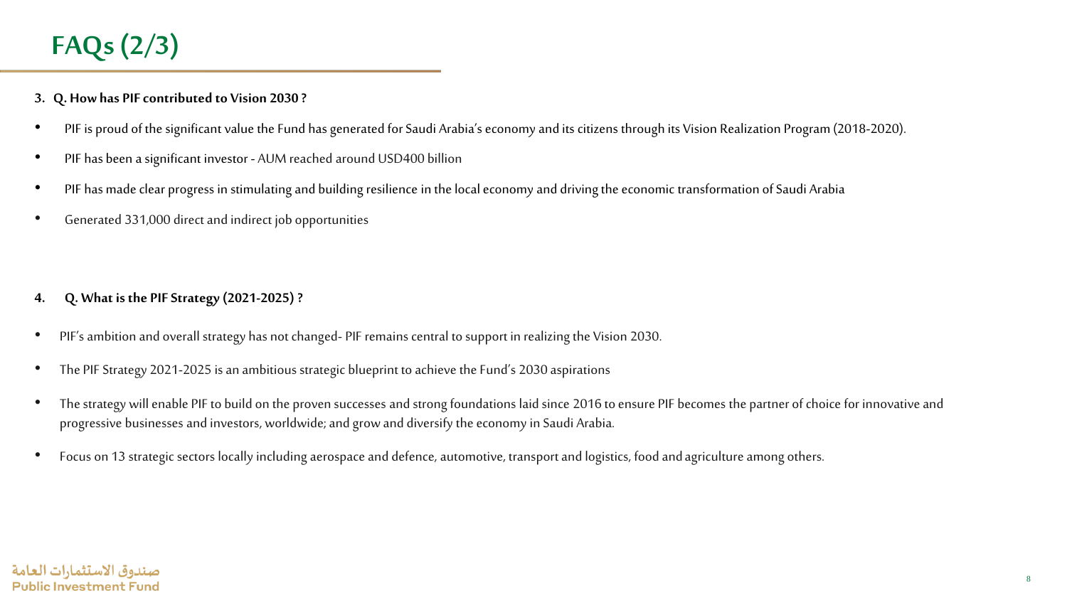# FAQs (2/3)

**3. Q. How has PIF contributed to Vision 2030 ?**

- PIF is proud of the significant value the Fund has generated for Saudi Arabia's economy and its citizens through its Vision Realization Program (2018-2020).
- PIF has been a significant investor - AUM reached around USD400 billion
- PIF has made clear progress in stimulating and building resilience in the local economy and driving the economic transformation of Saudi Arabia
- Generated 331,000 direct and indirect job opportunities

**4. Q. What is the PIF Strategy (2021-2025) ?**

- PIF's ambition and overall strategy has not changed- PIF remains central to support in realizing the Vision 2030.
- The PIF Strategy 2021-2025 is an ambitious strategic blueprint to achieve the Fund's 2030 aspirations
- The strategy will enable PIF to build on the proven successes and strong foundations laid since 2016 to ensure PIF becomes the partner of choice for innovative and progressive businesses and investors, worldwide; and grow and diversify the economy in Saudi Arabia.
- Focus on 13 strategic sectors locally including aerospace and defence, automotive, transport and logistics, food and agriculture among others.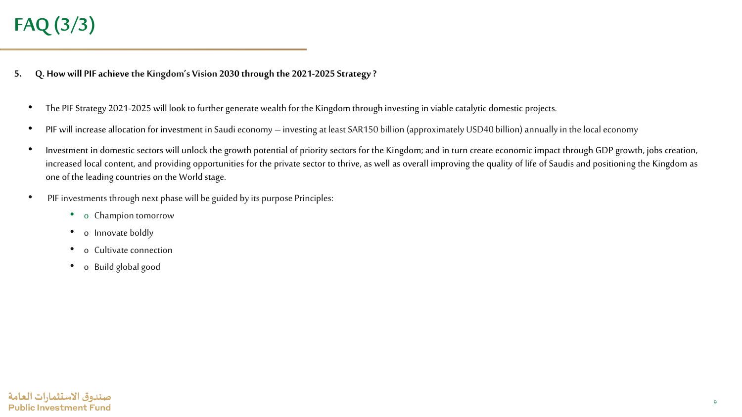# FAQ (3/3)

**5. Q. How will PIF achieve the Kingdom's Vision 2030 through the 2021-2025 Strategy ?**

- The PIF Strategy 2021-2025 will look to further generate wealth for the Kingdom through investing in viable catalytic domestic projects.
- PIF will increase allocation for investment in Saudi economy – investing at least SAR150 billion (approximately USD40 billion) annually in the local economy
- Investment in domestic sectors will unlock the growth potential of priority sectors for the Kingdom; and in turn create economic impact through GDP growth, jobs creation, increased local content, and providing opportunities for the private sector to thrive, as well as overall improving the quality of life of Saudis and positioning the Kingdom as one of the leading countries on the World stage.
- PIF investments through next phase will be guided by its purpose Principles:
  - o Champion tomorrow
  - o Innovate boldly
  - o Cultivate connection
  - o Build global good